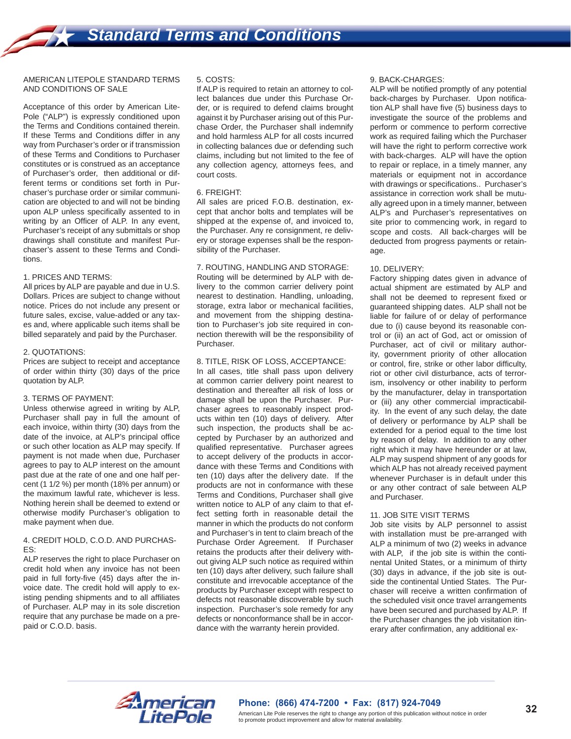# Standard Terms and Conditions

AMERICAN LITEPOLE STANDARD TERMS AND CONDITIONS OF SALE

Acceptance of this order by American Lite-Pole ("ALP") is expressly conditioned upon the Terms and Conditions contained therein. If these Terms and Conditions differ in any way from Purchaser's order or if transmission of these Terms and Conditions to Purchaser constitutes or is construed as an acceptance of Purchaser's order, then additional or different terms or conditions set forth in Purchaser's purchase order or similar communication are objected to and will not be binding upon ALP unless specifically assented to in writing by an Officer of ALP. In any event, Purchaser's receipt of any submittals or shop drawings shall constitute and manifest Purchaser's assent to these Terms and Conditions.

1. PRICES AND TERMS:
All prices by ALP are payable and due in U.S. Dollars. Prices are subject to change without notice. Prices do not include any present or future sales, excise, value-added or any taxes and, where applicable such items shall be billed separately and paid by the Purchaser.

2. QUOTATIONS:
Prices are subject to receipt and acceptance of order within thirty (30) days of the price quotation by ALP.

3. TERMS OF PAYMENT:
Unless otherwise agreed in writing by ALP, Purchaser shall pay in full the amount of each invoice, within thirty (30) days from the date of the invoice, at ALP's principal office or such other location as ALP may specify. If payment is not made when due, Purchaser agrees to pay to ALP interest on the amount past due at the rate of one and one half percent (1 1/2 %) per month (18% per annum) or the maximum lawful rate, whichever is less. Nothing herein shall be deemed to extend or otherwise modify Purchaser's obligation to make payment when due.

4. CREDIT HOLD, C.O.D. AND PURCHASES:
ALP reserves the right to place Purchaser on credit hold when any invoice has not been paid in full forty-five (45) days after the invoice date. The credit hold will apply to existing pending shipments and to all affiliates of Purchaser. ALP may in its sole discretion require that any purchase be made on a prepaid or C.O.D. basis.

5. COSTS:
If ALP is required to retain an attorney to collect balances due under this Purchase Order, or is required to defend claims brought against it by Purchaser arising out of this Purchase Order, the Purchaser shall indemnify and hold harmless ALP for all costs incurred in collecting balances due or defending such claims, including but not limited to the fee of any collection agency, attorneys fees, and court costs.

6. FREIGHT:
All sales are priced F.O.B. destination, except that anchor bolts and templates will be shipped at the expense of, and invoiced to, the Purchaser. Any re consignment, re delivery or storage expenses shall be the responsibility of the Purchaser.

7. ROUTING, HANDLING AND STORAGE:
Routing will be determined by ALP with delivery to the common carrier delivery point nearest to destination. Handling, unloading, storage, extra labor or mechanical facilities, and movement from the shipping destination to Purchaser's job site required in connection therewith will be the responsibility of Purchaser.

8. TITLE, RISK OF LOSS, ACCEPTANCE:
In all cases, title shall pass upon delivery at common carrier delivery point nearest to destination and thereafter all risk of loss or damage shall be upon the Purchaser. Purchaser agrees to reasonably inspect products within ten (10) days of delivery. After such inspection, the products shall be accepted by Purchaser by an authorized and qualified representative. Purchaser agrees to accept delivery of the products in accordance with these Terms and Conditions with ten (10) days after the delivery date. If the products are not in conformance with these Terms and Conditions, Purchaser shall give written notice to ALP of any claim to that effect setting forth in reasonable detail the manner in which the products do not conform and Purchaser's in tent to claim breach of the Purchase Order Agreement. If Purchaser retains the products after their delivery without giving ALP such notice as required within ten (10) days after delivery, such failure shall constitute and irrevocable acceptance of the products by Purchaser except with respect to defects not reasonable discoverable by such inspection. Purchaser's sole remedy for any defects or nonconformance shall be in accordance with the warranty herein provided.

9. BACK-CHARGES:
ALP will be notified promptly of any potential back-charges by Purchaser. Upon notification ALP shall have five (5) business days to investigate the source of the problems and perform or commence to perform corrective work as required failing which the Purchaser will have the right to perform corrective work with back-charges. ALP will have the option to repair or replace, in a timely manner, any materials or equipment not in accordance with drawings or specifications.. Purchaser's assistance in correction work shall be mutually agreed upon in a timely manner, between ALP's and Purchaser's representatives on site prior to commencing work, in regard to scope and costs. All back-charges will be deducted from progress payments or retainage.

10. DELIVERY:
Factory shipping dates given in advance of actual shipment are estimated by ALP and shall not be deemed to represent fixed or guaranteed shipping dates. ALP shall not be liable for failure of or delay of performance due to (i) cause beyond its reasonable control or (ii) an act of God, act or omission of Purchaser, act of civil or military authority, government priority of other allocation or control, fire, strike or other labor difficulty, riot or other civil disturbance, acts of terrorism, insolvency or other inability to perform by the manufacturer, delay in transportation or (iii) any other commercial impracticability. In the event of any such delay, the date of delivery or performance by ALP shall be extended for a period equal to the time lost by reason of delay. In addition to any other right which it may have hereunder or at law, ALP may suspend shipment of any goods for which ALP has not already received payment whenever Purchaser is in default under this or any other contract of sale between ALP and Purchaser.

11. JOB SITE VISIT TERMS
Job site visits by ALP personnel to assist with installation must be pre-arranged with ALP a minimum of two (2) weeks in advance with ALP, if the job site is within the continental United States, or a minimum of thirty (30) days in advance, if the job site is outside the continental Untied States. The Purchaser will receive a written confirmation of the scheduled visit once travel arrangements have been secured and purchased by ALP. If the Purchaser changes the job visitation itinerary after confirmation, any additional ex-

American LitePole

**Phone: (866) 474-7200 • Fax: (817) 924-7049**

American Lite Pole reserves the right to change any portion of this publication without notice in order to promote product improvement and allow for material availability.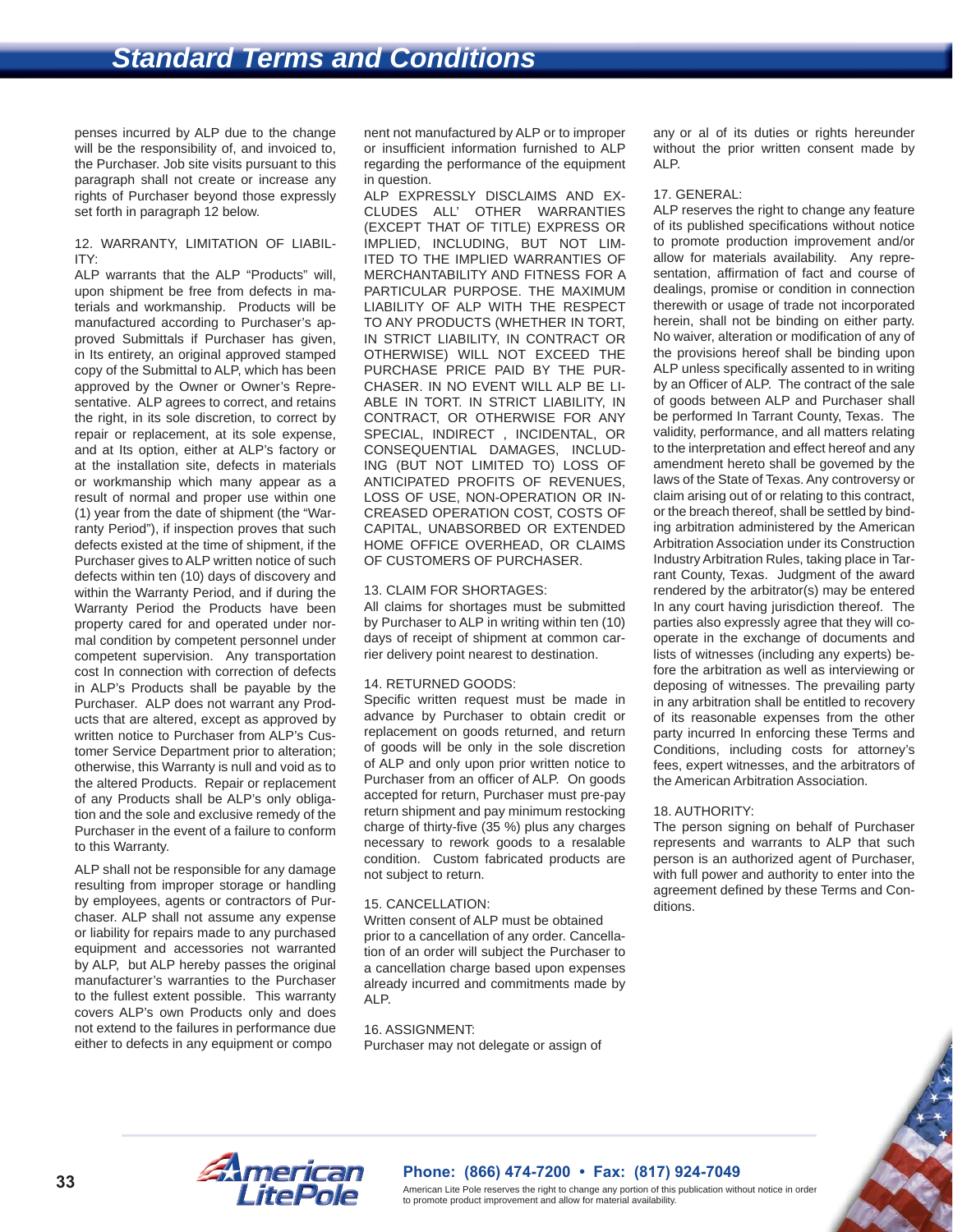penses incurred by ALP due to the change will be the responsibility of, and invoiced to, the Purchaser. Job site visits pursuant to this paragraph shall not create or increase any rights of Purchaser beyond those expressly set forth in paragraph 12 below.

12. WARRANTY, LIMITATION OF LIABILITY:
ALP warrants that the ALP "Products" will, upon shipment be free from defects in materials and workmanship. Products will be manufactured according to Purchaser's approved Submittals if Purchaser has given, in Its entirety, an original approved stamped copy of the Submittal to ALP, which has been approved by the Owner or Owner's Representative. ALP agrees to correct, and retains the right, in its sole discretion, to correct by repair or replacement, at its sole expense, and at Its option, either at ALP's factory or at the installation site, defects in materials or workmanship which many appear as a result of normal and proper use within one (1) year from the date of shipment (the "Warranty Period"), if inspection proves that such defects existed at the time of shipment, if the Purchaser gives to ALP written notice of such defects within ten (10) days of discovery and within the Warranty Period, and if during the Warranty Period the Products have been property cared for and operated under normal condition by competent personnel under competent supervision. Any transportation cost In connection with correction of defects in ALP's Products shall be payable by the Purchaser. ALP does not warrant any Products that are altered, except as approved by written notice to Purchaser from ALP's Customer Service Department prior to alteration; otherwise, this Warranty is null and void as to the altered Products. Repair or replacement of any Products shall be ALP's only obligation and the sole and exclusive remedy of the Purchaser in the event of a failure to conform to this Warranty.

ALP shall not be responsible for any damage resulting from improper storage or handling by employees, agents or contractors of Purchaser. ALP shall not assume any expense or liability for repairs made to any purchased equipment and accessories not warranted by ALP, but ALP hereby passes the original manufacturer's warranties to the Purchaser to the fullest extent possible. This warranty covers ALP's own Products only and does not extend to the failures in performance due either to defects in any equipment or component not manufactured by ALP or to improper or insufficient information furnished to ALP regarding the performance of the equipment in question.

ALP EXPRESSLY DISCLAIMS AND EXCLUDES ALL' OTHER WARRANTIES (EXCEPT THAT OF TITLE) EXPRESS OR IMPLIED, INCLUDING, BUT NOT LIMITED TO THE IMPLIED WARRANTIES OF MERCHANTABILITY AND FITNESS FOR A PARTICULAR PURPOSE. THE MAXIMUM LIABILITY OF ALP WITH THE RESPECT TO ANY PRODUCTS (WHETHER IN TORT, IN STRICT LIABILITY, IN CONTRACT OR OTHERWISE) WILL NOT EXCEED THE PURCHASE PRICE PAID BY THE PURCHASER. IN NO EVENT WILL ALP BE LIABLE IN TORT. IN STRICT LIABILITY, IN CONTRACT, OR OTHERWISE FOR ANY SPECIAL, INDIRECT , INCIDENTAL, OR CONSEQUENTIAL DAMAGES, INCLUDING (BUT NOT LIMITED TO) LOSS OF ANTICIPATED PROFITS OF REVENUES, LOSS OF USE, NON-OPERATION OR INCREASED OPERATION COST, COSTS OF CAPITAL, UNABSORBED OR EXTENDED HOME OFFICE OVERHEAD, OR CLAIMS OF CUSTOMERS OF PURCHASER.

13. CLAIM FOR SHORTAGES:
All claims for shortages must be submitted by Purchaser to ALP in writing within ten (10) days of receipt of shipment at common carrier delivery point nearest to destination.

14. RETURNED GOODS:
Specific written request must be made in advance by Purchaser to obtain credit or replacement on goods returned, and return of goods will be only in the sole discretion of ALP and only upon prior written notice to Purchaser from an officer of ALP. On goods accepted for return, Purchaser must pre-pay return shipment and pay minimum restocking charge of thirty-five (35 %) plus any charges necessary to rework goods to a resalable condition. Custom fabricated products are not subject to return.

15. CANCELLATION:
Written consent of ALP must be obtained prior to a cancellation of any order. Cancellation of an order will subject the Purchaser to a cancellation charge based upon expenses already incurred and commitments made by ALP.

16. ASSIGNMENT:
Purchaser may not delegate or assign of any or al of its duties or rights hereunder without the prior written consent made by ALP.

17. GENERAL:
ALP reserves the right to change any feature of its published specifications without notice to promote production improvement and/or allow for materials availability. Any representation, affirmation of fact and course of dealings, promise or condition in connection therewith or usage of trade not incorporated herein, shall not be binding on either party. No waiver, alteration or modification of any of the provisions hereof shall be binding upon ALP unless specifically assented to in writing by an Officer of ALP. The contract of the sale of goods between ALP and Purchaser shall be performed In Tarrant County, Texas. The validity, performance, and all matters relating to the interpretation and effect hereof and any amendment hereto shall be govemed by the laws of the State of Texas. Any controversy or claim arising out of or relating to this contract, or the breach thereof, shall be settled by binding arbitration administered by the American Arbitration Association under its Construction Industry Arbitration Rules, taking place in Tarrant County, Texas. Judgment of the award rendered by the arbitrator(s) may be entered In any court having jurisdiction thereof. The parties also expressly agree that they will cooperate in the exchange of documents and lists of witnesses (including any experts) before the arbitration as well as interviewing or deposing of witnesses. The prevailing party in any arbitration shall be entitled to recovery of its reasonable expenses from the other party incurred In enforcing these Terms and Conditions, including costs for attorney's fees, expert witnesses, and the arbitrators of the American Arbitration Association.

18. AUTHORITY:
The person signing on behalf of Purchaser represents and warrants to ALP that such person is an authorized agent of Purchaser, with full power and authority to enter into the agreement defined by these Terms and Conditions.